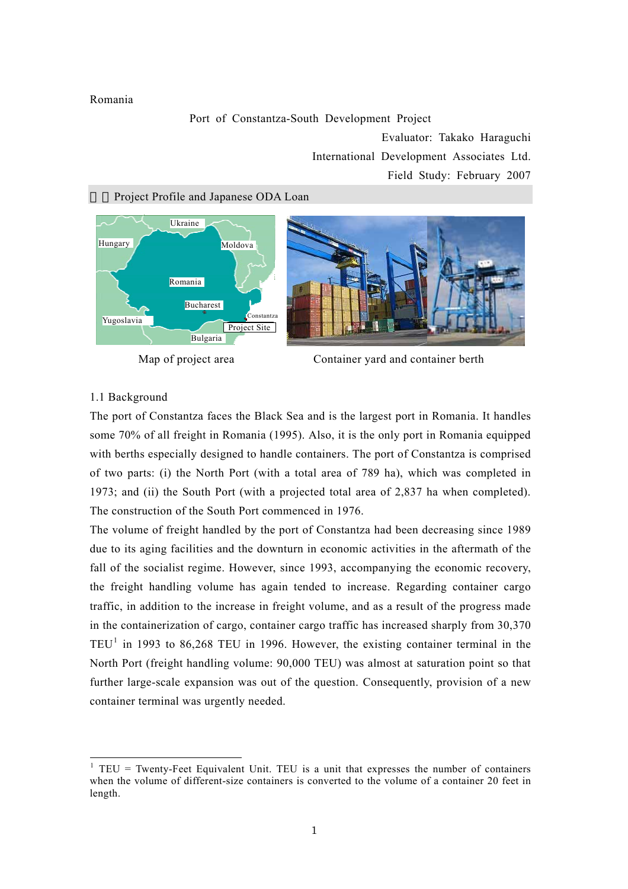Romania

# Port of Constantza-South Development Project

Evaluator: Takako Haraguchi
International Development Associates Ltd.
Field Study: February 2007

## 1. Project Profile and Japanese ODA Loan

Map of project area

Container yard and container berth

### 1.1 Background

The port of Constantza faces the Black Sea and is the largest port in Romania. It handles some 70% of all freight in Romania (1995). Also, it is the only port in Romania equipped with berths especially designed to handle containers. The port of Constantza is comprised of two parts: (i) the North Port (with a total area of 789 ha), which was completed in 1973; and (ii) the South Port (with a projected total area of 2,837 ha when completed). The construction of the South Port commenced in 1976.

The volume of freight handled by the port of Constantza had been decreasing since 1989 due to its aging facilities and the downturn in economic activities in the aftermath of the fall of the socialist regime. However, since 1993, accompanying the economic recovery, the freight handling volume has again tended to increase. Regarding container cargo traffic, in addition to the increase in freight volume, and as a result of the progress made in the containerization of cargo, container cargo traffic has increased sharply from 30,370 TEU[1] in 1993 to 86,268 TEU in 1996. However, the existing container terminal in the North Port (freight handling volume: 90,000 TEU) was almost at saturation point so that further large-scale expansion was out of the question. Consequently, provision of a new container terminal was urgently needed.

---

[1] TEU = Twenty-Feet Equivalent Unit. TEU is a unit that expresses the number of containers when the volume of different-size containers is converted to the volume of a container 20 feet in length.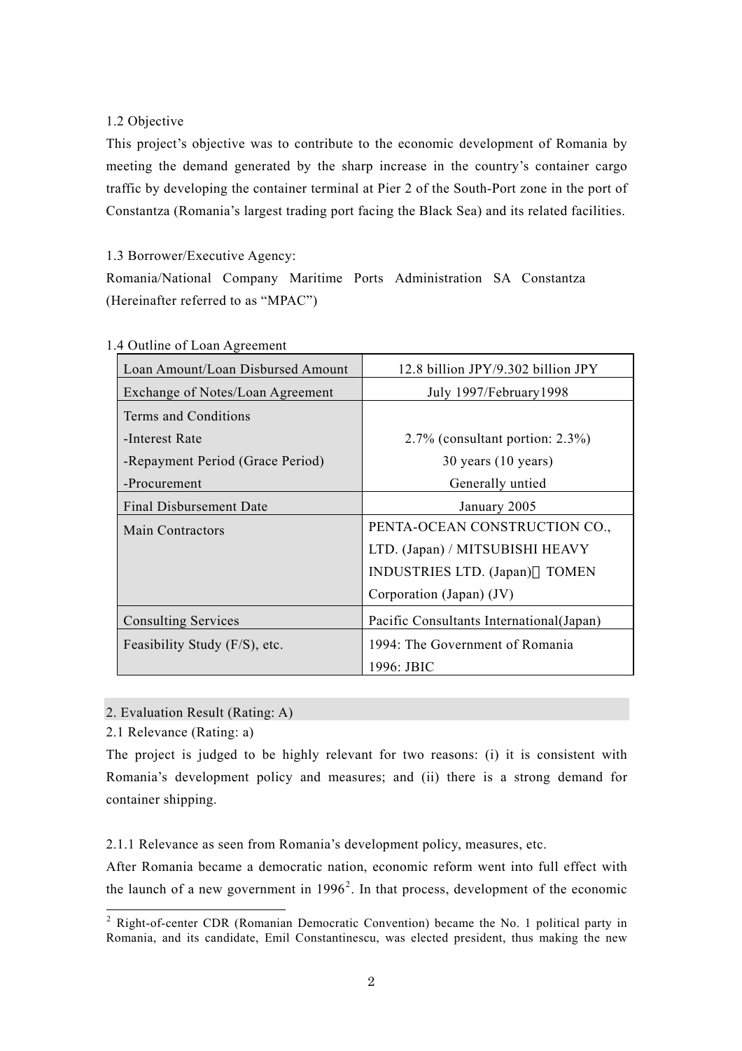### 1.2 Objective

This project's objective was to contribute to the economic development of Romania by meeting the demand generated by the sharp increase in the country's container cargo traffic by developing the container terminal at Pier 2 of the South-Port zone in the port of Constantza (Romania's largest trading port facing the Black Sea) and its related facilities.

### 1.3 Borrower/Executive Agency:

Romania/National Company Maritime Ports Administration SA Constantza (Hereinafter referred to as "MPAC")

### 1.4 Outline of Loan Agreement

| | |
|---|---|
| Loan Amount/Loan Disbursed Amount | 12.8 billion JPY/9.302 billion JPY |
| Exchange of Notes/Loan Agreement | July 1997/February1998 |
| Terms and Conditions<br>-Interest Rate<br>-Repayment Period (Grace Period)<br>-Procurement | <br>2.7% (consultant portion: 2.3%)<br>30 years (10 years)<br>Generally untied |
| Final Disbursement Date | January 2005 |
| Main Contractors | PENTA-OCEAN CONSTRUCTION CO., LTD. (Japan) / MITSUBISHI HEAVY INDUSTRIES LTD. (Japan)・TOMEN Corporation (Japan) (JV) |
| Consulting Services | Pacific Consultants International(Japan) |
| Feasibility Study (F/S), etc. | 1994: The Government of Romania<br>1996: JBIC |

## 2. Evaluation Result (Rating: A)

### 2.1 Relevance (Rating: a)

The project is judged to be highly relevant for two reasons: (i) it is consistent with Romania's development policy and measures; and (ii) there is a strong demand for container shipping.

#### 2.1.1 Relevance as seen from Romania's development policy, measures, etc.

After Romania became a democratic nation, economic reform went into full effect with the launch of a new government in 1996[2]. In that process, development of the economic

[2] Right-of-center CDR (Romanian Democratic Convention) became the No. 1 political party in Romania, and its candidate, Emil Constantinescu, was elected president, thus making the new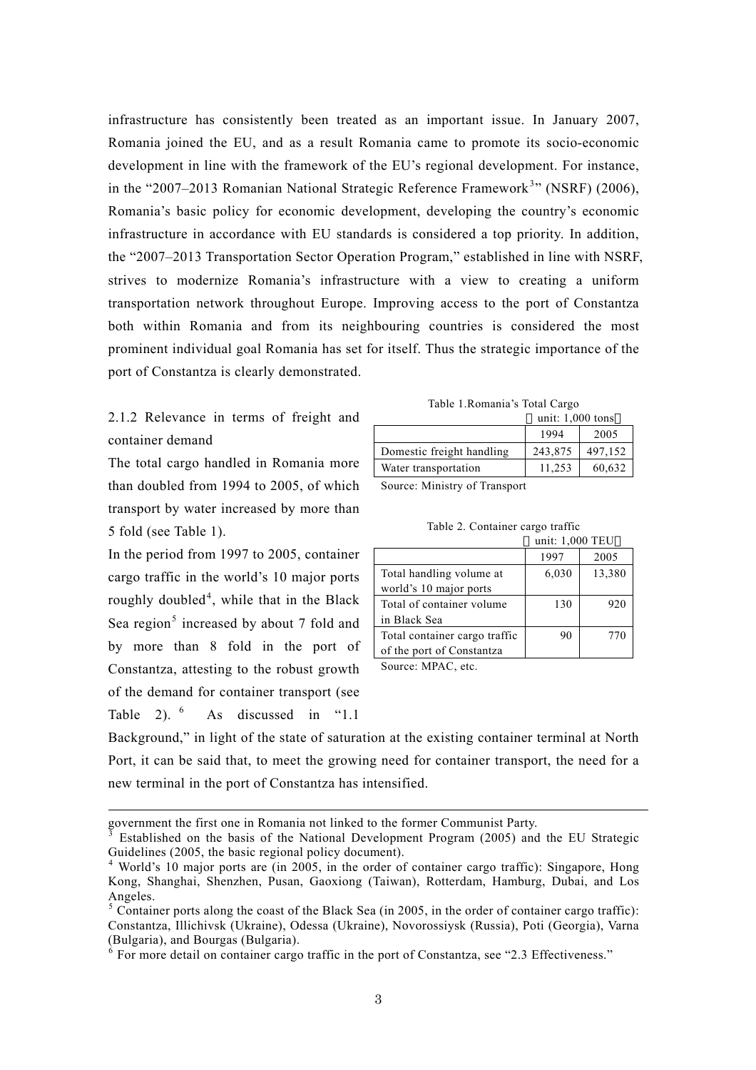infrastructure has consistently been treated as an important issue. In January 2007, Romania joined the EU, and as a result Romania came to promote its socio-economic development in line with the framework of the EU's regional development. For instance, in the "2007–2013 Romanian National Strategic Reference Framework[3]" (NSRF) (2006), Romania's basic policy for economic development, developing the country's economic infrastructure in accordance with EU standards is considered a top priority. In addition, the "2007–2013 Transportation Sector Operation Program," established in line with NSRF, strives to modernize Romania's infrastructure with a view to creating a uniform transportation network throughout Europe. Improving access to the port of Constantza both within Romania and from its neighbouring countries is considered the most prominent individual goal Romania has set for itself. Thus the strategic importance of the port of Constantza is clearly demonstrated.

2.1.2 Relevance in terms of freight and container demand

The total cargo handled in Romania more than doubled from 1994 to 2005, of which transport by water increased by more than 5 fold (see Table 1).

Table 1.Romania's Total Cargo

（unit: 1,000 tons）

| | 1994 | 2005 |
|---|---|---|
| Domestic freight handling | 243,875 | 497,152 |
| Water transportation | 11,253 | 60,632 |

Source: Ministry of Transport

In the period from 1997 to 2005, container cargo traffic in the world's 10 major ports roughly doubled[4], while that in the Black Sea region[5] increased by about 7 fold and by more than 8 fold in the port of Constantza, attesting to the robust growth of the demand for container transport (see Table 2).[6] As discussed in "1.1 Background," in light of the state of saturation at the existing container terminal at North Port, it can be said that, to meet the growing need for container transport, the need for a new terminal in the port of Constantza has intensified.

Table 2. Container cargo traffic

（unit: 1,000 TEU）

| | 1997 | 2005 |
|---|---|---|
| Total handling volume at world's 10 major ports | 6,030 | 13,380 |
| Total of container volume in Black Sea | 130 | 920 |
| Total container cargo traffic of the port of Constantza | 90 | 770 |

Source: MPAC, etc.

---

government the first one in Romania not linked to the former Communist Party.

[3] Established on the basis of the National Development Program (2005) and the EU Strategic Guidelines (2005, the basic regional policy document).

[4] World's 10 major ports are (in 2005, in the order of container cargo traffic): Singapore, Hong Kong, Shanghai, Shenzhen, Pusan, Gaoxiong (Taiwan), Rotterdam, Hamburg, Dubai, and Los Angeles.

[5] Container ports along the coast of the Black Sea (in 2005, in the order of container cargo traffic): Constantza, Illichivsk (Ukraine), Odessa (Ukraine), Novorossiysk (Russia), Poti (Georgia), Varna (Bulgaria), and Bourgas (Bulgaria).

[6] For more detail on container cargo traffic in the port of Constantza, see "2.3 Effectiveness."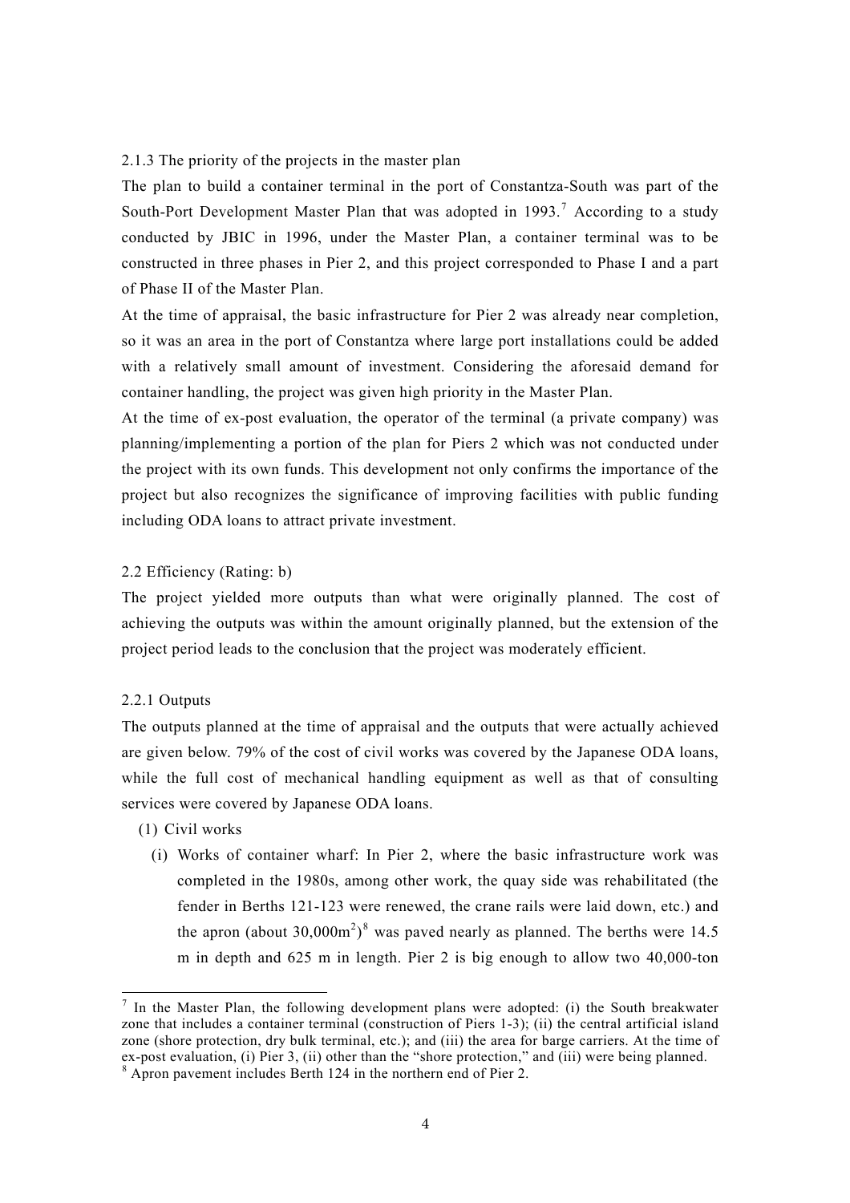### 2.1.3 The priority of the projects in the master plan

The plan to build a container terminal in the port of Constantza-South was part of the South-Port Development Master Plan that was adopted in 1993.[7] According to a study conducted by JBIC in 1996, under the Master Plan, a container terminal was to be constructed in three phases in Pier 2, and this project corresponded to Phase I and a part of Phase II of the Master Plan.

At the time of appraisal, the basic infrastructure for Pier 2 was already near completion, so it was an area in the port of Constantza where large port installations could be added with a relatively small amount of investment. Considering the aforesaid demand for container handling, the project was given high priority in the Master Plan.

At the time of ex-post evaluation, the operator of the terminal (a private company) was planning/implementing a portion of the plan for Piers 2 which was not conducted under the project with its own funds. This development not only confirms the importance of the project but also recognizes the significance of improving facilities with public funding including ODA loans to attract private investment.

## 2.2 Efficiency (Rating: b)

The project yielded more outputs than what were originally planned. The cost of achieving the outputs was within the amount originally planned, but the extension of the project period leads to the conclusion that the project was moderately efficient.

### 2.2.1 Outputs

The outputs planned at the time of appraisal and the outputs that were actually achieved are given below. 79% of the cost of civil works was covered by the Japanese ODA loans, while the full cost of mechanical handling equipment as well as that of consulting services were covered by Japanese ODA loans.

(1) Civil works

(i) Works of container wharf: In Pier 2, where the basic infrastructure work was completed in the 1980s, among other work, the quay side was rehabilitated (the fender in Berths 121-123 were renewed, the crane rails were laid down, etc.) and the apron (about 30,000m$^2$)[8] was paved nearly as planned. The berths were 14.5 m in depth and 625 m in length. Pier 2 is big enough to allow two 40,000-ton

---

[7] In the Master Plan, the following development plans were adopted: (i) the South breakwater zone that includes a container terminal (construction of Piers 1-3); (ii) the central artificial island zone (shore protection, dry bulk terminal, etc.); and (iii) the area for barge carriers. At the time of ex-post evaluation, (i) Pier 3, (ii) other than the "shore protection," and (iii) were being planned.

[8] Apron pavement includes Berth 124 in the northern end of Pier 2.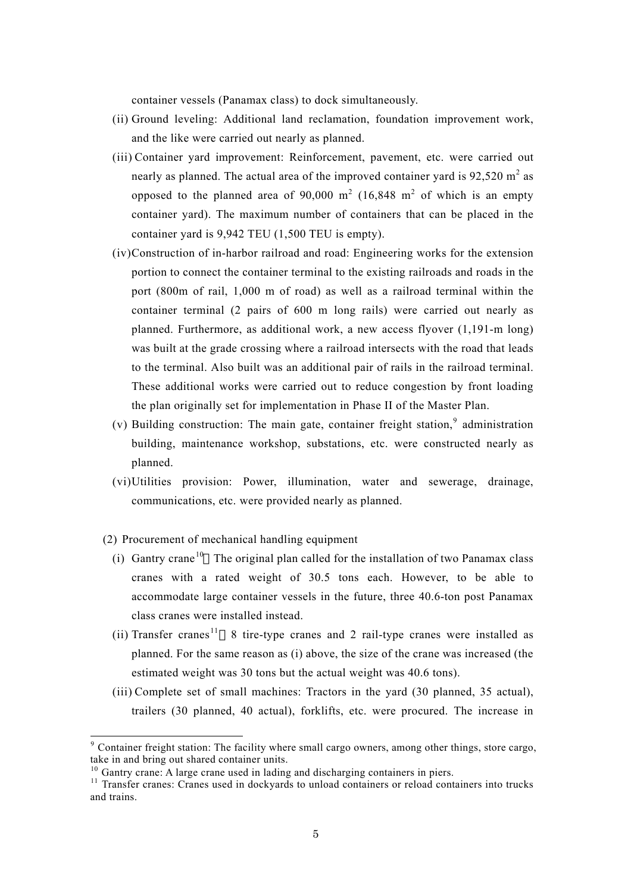container vessels (Panamax class) to dock simultaneously.

(ii) Ground leveling: Additional land reclamation, foundation improvement work, and the like were carried out nearly as planned.

(iii) Container yard improvement: Reinforcement, pavement, etc. were carried out nearly as planned. The actual area of the improved container yard is 92,520 m$^2$ as opposed to the planned area of 90,000 m$^2$ (16,848 m$^2$ of which is an empty container yard). The maximum number of containers that can be placed in the container yard is 9,942 TEU (1,500 TEU is empty).

(iv) Construction of in-harbor railroad and road: Engineering works for the extension portion to connect the container terminal to the existing railroads and roads in the port (800m of rail, 1,000 m of road) as well as a railroad terminal within the container terminal (2 pairs of 600 m long rails) were carried out nearly as planned. Furthermore, as additional work, a new access flyover (1,191-m long) was built at the grade crossing where a railroad intersects with the road that leads to the terminal. Also built was an additional pair of rails in the railroad terminal. These additional works were carried out to reduce congestion by front loading the plan originally set for implementation in Phase II of the Master Plan.

(v) Building construction: The main gate, container freight station,[9] administration building, maintenance workshop, substations, etc. were constructed nearly as planned.

(vi) Utilities provision: Power, illumination, water and sewerage, drainage, communications, etc. were provided nearly as planned.

(2) Procurement of mechanical handling equipment

(i) Gantry crane[10]: The original plan called for the installation of two Panamax class cranes with a rated weight of 30.5 tons each. However, to be able to accommodate large container vessels in the future, three 40.6-ton post Panamax class cranes were installed instead.

(ii) Transfer cranes[11]: 8 tire-type cranes and 2 rail-type cranes were installed as planned. For the same reason as (i) above, the size of the crane was increased (the estimated weight was 30 tons but the actual weight was 40.6 tons).

(iii) Complete set of small machines: Tractors in the yard (30 planned, 35 actual), trailers (30 planned, 40 actual), forklifts, etc. were procured. The increase in

---

[9] Container freight station: The facility where small cargo owners, among other things, store cargo, take in and bring out shared container units.

[10] Gantry crane: A large crane used in lading and discharging containers in piers.

[11] Transfer cranes: Cranes used in dockyards to unload containers or reload containers into trucks and trains.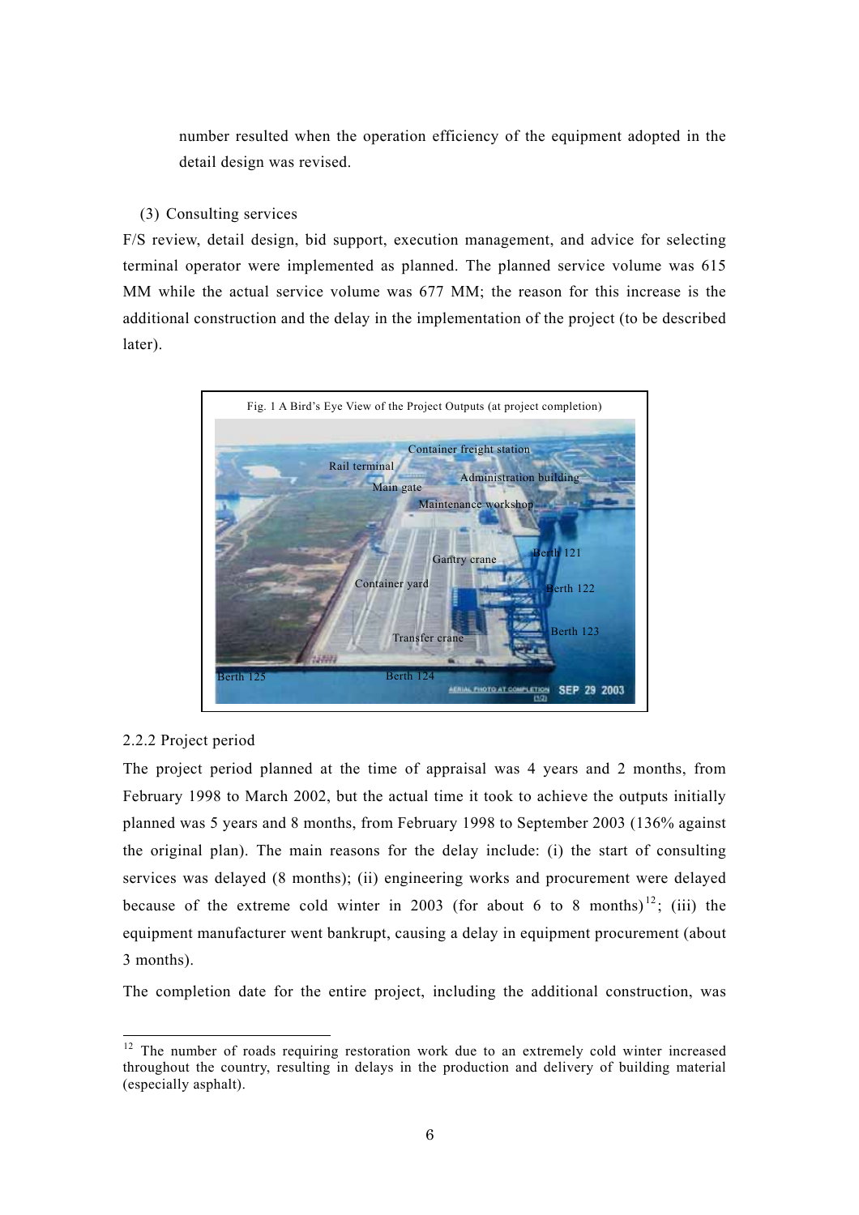number resulted when the operation efficiency of the equipment adopted in the detail design was revised.

(3) Consulting services

F/S review, detail design, bid support, execution management, and advice for selecting terminal operator were implemented as planned. The planned service volume was 615 MM while the actual service volume was 677 MM; the reason for this increase is the additional construction and the delay in the implementation of the project (to be described later).

Fig. 1 A Bird's Eye View of the Project Outputs (at project completion)

2.2.2 Project period

The project period planned at the time of appraisal was 4 years and 2 months, from February 1998 to March 2002, but the actual time it took to achieve the outputs initially planned was 5 years and 8 months, from February 1998 to September 2003 (136% against the original plan). The main reasons for the delay include: (i) the start of consulting services was delayed (8 months); (ii) engineering works and procurement were delayed because of the extreme cold winter in 2003 (for about 6 to 8 months)[12]; (iii) the equipment manufacturer went bankrupt, causing a delay in equipment procurement (about 3 months).

The completion date for the entire project, including the additional construction, was

[12] The number of roads requiring restoration work due to an extremely cold winter increased throughout the country, resulting in delays in the production and delivery of building material (especially asphalt).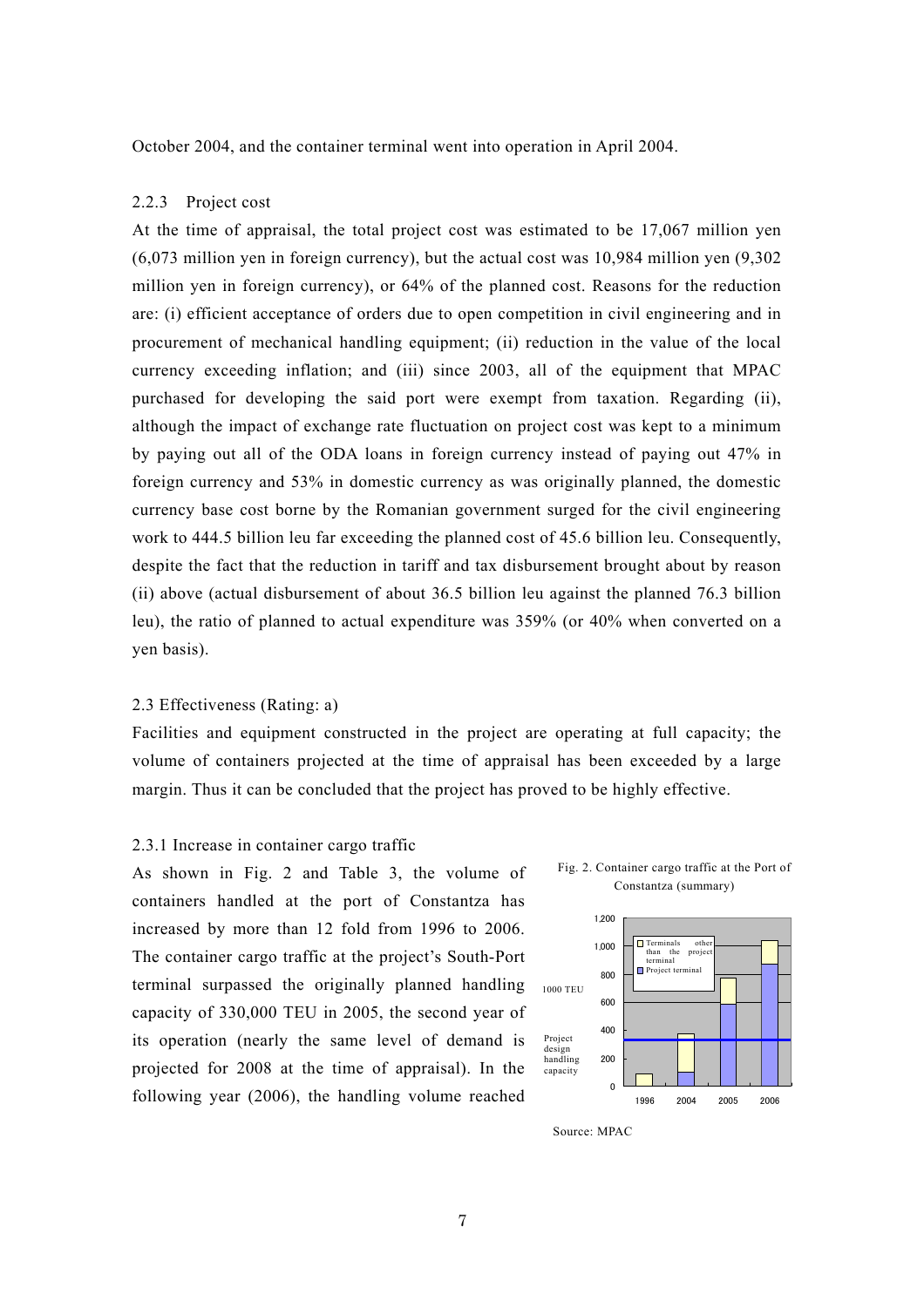October 2004, and the container terminal went into operation in April 2004.

#### 2.2.3 Project cost

At the time of appraisal, the total project cost was estimated to be 17,067 million yen (6,073 million yen in foreign currency), but the actual cost was 10,984 million yen (9,302 million yen in foreign currency), or 64% of the planned cost. Reasons for the reduction are: (i) efficient acceptance of orders due to open competition in civil engineering and in procurement of mechanical handling equipment; (ii) reduction in the value of the local currency exceeding inflation; and (iii) since 2003, all of the equipment that MPAC purchased for developing the said port were exempt from taxation. Regarding (ii), although the impact of exchange rate fluctuation on project cost was kept to a minimum by paying out all of the ODA loans in foreign currency instead of paying out 47% in foreign currency and 53% in domestic currency as was originally planned, the domestic currency base cost borne by the Romanian government surged for the civil engineering work to 444.5 billion leu far exceeding the planned cost of 45.6 billion leu. Consequently, despite the fact that the reduction in tariff and tax disbursement brought about by reason (ii) above (actual disbursement of about 36.5 billion leu against the planned 76.3 billion leu), the ratio of planned to actual expenditure was 359% (or 40% when converted on a yen basis).

### 2.3 Effectiveness (Rating: a)

Facilities and equipment constructed in the project are operating at full capacity; the volume of containers projected at the time of appraisal has been exceeded by a large margin. Thus it can be concluded that the project has proved to be highly effective.

#### 2.3.1 Increase in container cargo traffic

As shown in Fig. 2 and Table 3, the volume of containers handled at the port of Constantza has increased by more than 12 fold from 1996 to 2006. The container cargo traffic at the project's South-Port terminal surpassed the originally planned handling capacity of 330,000 TEU in 2005, the second year of its operation (nearly the same level of demand is projected for 2008 at the time of appraisal). In the following year (2006), the handling volume reached

Fig. 2. Container cargo traffic at the Port of Constantza (summary)

Source: MPAC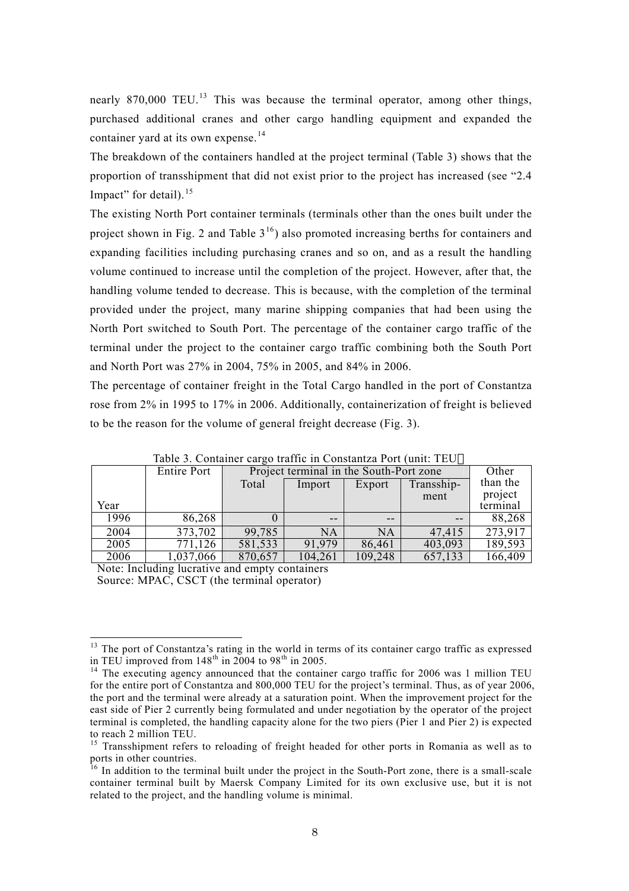nearly 870,000 TEU.[13] This was because the terminal operator, among other things, purchased additional cranes and other cargo handling equipment and expanded the container yard at its own expense.[14]

The breakdown of the containers handled at the project terminal (Table 3) shows that the proportion of transshipment that did not exist prior to the project has increased (see "2.4 Impact" for detail).[15]

The existing North Port container terminals (terminals other than the ones built under the project shown in Fig. 2 and Table 3[16]) also promoted increasing berths for containers and expanding facilities including purchasing cranes and so on, and as a result the handling volume continued to increase until the completion of the project. However, after that, the handling volume tended to decrease. This is because, with the completion of the terminal provided under the project, many marine shipping companies that had been using the North Port switched to South Port. The percentage of the container cargo traffic of the terminal under the project to the container cargo traffic combining both the South Port and North Port was 27% in 2004, 75% in 2005, and 84% in 2006.

The percentage of container freight in the Total Cargo handled in the port of Constantza rose from 2% in 1995 to 17% in 2006. Additionally, containerization of freight is believed to be the reason for the volume of general freight decrease (Fig. 3).

Table 3. Container cargo traffic in Constantza Port (unit: TEU)

| Year | Entire Port | Project terminal in the South-Port zone | | | | Other than the project terminal |
|---|---|---|---|---|---|---|
| | | Total | Import | Export | Transship-ment | |
| 1996 | 86,268 | 0 | -- | -- | -- | 88,268 |
| 2004 | 373,702 | 99,785 | NA | NA | 47,415 | 273,917 |
| 2005 | 771,126 | 581,533 | 91,979 | 86,461 | 403,093 | 189,593 |
| 2006 | 1,037,066 | 870,657 | 104,261 | 109,248 | 657,133 | 166,409 |

Note: Including lucrative and empty containers

Source: MPAC, CSCT (the terminal operator)

[13] The port of Constantza's rating in the world in terms of its container cargo traffic as expressed in TEU improved from 148th in 2004 to 98th in 2005.

[14] The executing agency announced that the container cargo traffic for 2006 was 1 million TEU for the entire port of Constantza and 800,000 TEU for the project's terminal. Thus, as of year 2006, the port and the terminal were already at a saturation point. When the improvement project for the east side of Pier 2 currently being formulated and under negotiation by the operator of the project terminal is completed, the handling capacity alone for the two piers (Pier 1 and Pier 2) is expected to reach 2 million TEU.

[15] Transshipment refers to reloading of freight headed for other ports in Romania as well as to ports in other countries.

[16] In addition to the terminal built under the project in the South-Port zone, there is a small-scale container terminal built by Maersk Company Limited for its own exclusive use, but it is not related to the project, and the handling volume is minimal.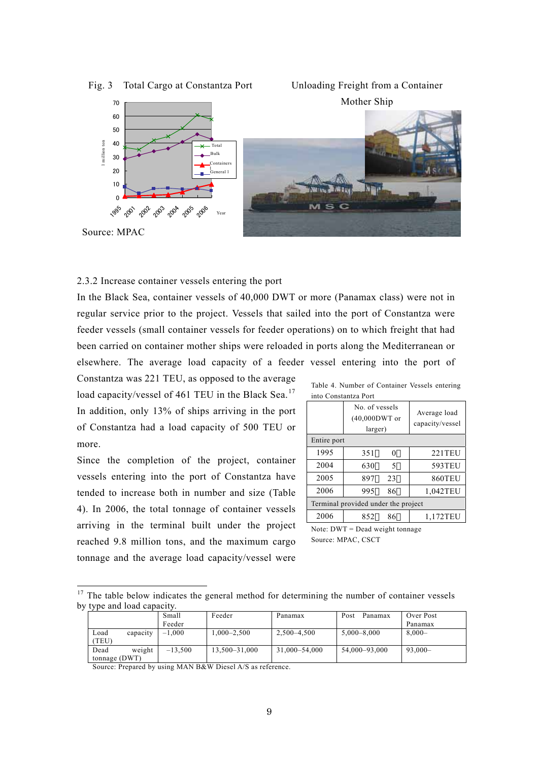Fig. 3 Total Cargo at Constantza Port

Source: MPAC

Unloading Freight from a Container Mother Ship

2.3.2 Increase container vessels entering the port

In the Black Sea, container vessels of 40,000 DWT or more (Panamax class) were not in regular service prior to the project. Vessels that sailed into the port of Constantza were feeder vessels (small container vessels for feeder operations) on to which freight that had been carried on container mother ships were reloaded in ports along the Mediterranean or elsewhere. The average load capacity of a feeder vessel entering into the port of Constantza was 221 TEU, as opposed to the average load capacity/vessel of 461 TEU in the Black Sea.[17] In addition, only 13% of ships arriving in the port of Constantza had a load capacity of 500 TEU or more.

Since the completion of the project, container vessels entering into the port of Constantza have tended to increase both in number and size (Table 4). In 2006, the total tonnage of container vessels arriving in the terminal built under the project reached 9.8 million tons, and the maximum cargo tonnage and the average load capacity/vessel were

Table 4. Number of Container Vessels entering into Constantza Port

| | No. of vessels (40,000DWT or larger) | Average load capacity/vessel |
|---|---|---|
| Entire port | | |
| 1995 | 351（ 0） | 221TEU |
| 2004 | 630（ 5） | 593TEU |
| 2005 | 897（ 23） | 860TEU |
| 2006 | 995（ 86） | 1,042TEU |
| Terminal provided under the project | | |
| 2006 | 852（ 86） | 1,172TEU |

Note: DWT = Dead weight tonnage

Source: MPAC, CSCT

[17] The table below indicates the general method for determining the number of container vessels by type and load capacity.

| | Small Feeder | Feeder | Panamax | Post Panamax | Over Post Panamax |
|---|---|---|---|---|---|
| Load capacity (TEU) | –1,000 | 1,000–2,500 | 2,500–4,500 | 5,000–8,000 | 8,000– |
| Dead weight tonnage (DWT) | –13,500 | 13,500–31,000 | 31,000–54,000 | 54,000–93,000 | 93,000– |

Source: Prepared by using MAN B&W Diesel A/S as reference.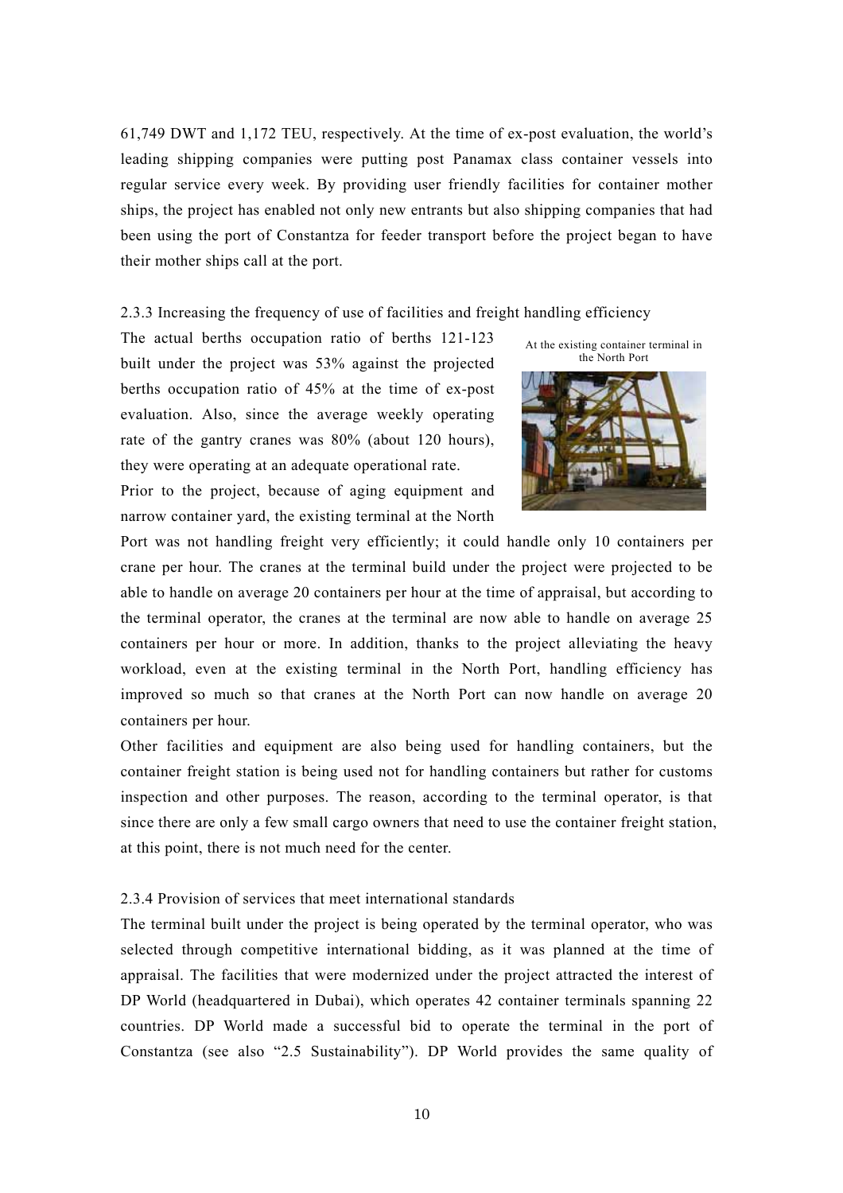61,749 DWT and 1,172 TEU, respectively. At the time of ex-post evaluation, the world's leading shipping companies were putting post Panamax class container vessels into regular service every week. By providing user friendly facilities for container mother ships, the project has enabled not only new entrants but also shipping companies that had been using the port of Constantza for feeder transport before the project began to have their mother ships call at the port.

### 2.3.3 Increasing the frequency of use of facilities and freight handling efficiency

The actual berths occupation ratio of berths 121-123 built under the project was 53% against the projected berths occupation ratio of 45% at the time of ex-post evaluation. Also, since the average weekly operating rate of the gantry cranes was 80% (about 120 hours), they were operating at an adequate operational rate.

At the existing container terminal in the North Port

Prior to the project, because of aging equipment and narrow container yard, the existing terminal at the North Port was not handling freight very efficiently; it could handle only 10 containers per crane per hour. The cranes at the terminal build under the project were projected to be able to handle on average 20 containers per hour at the time of appraisal, but according to the terminal operator, the cranes at the terminal are now able to handle on average 25 containers per hour or more. In addition, thanks to the project alleviating the heavy workload, even at the existing terminal in the North Port, handling efficiency has improved so much so that cranes at the North Port can now handle on average 20 containers per hour.

Other facilities and equipment are also being used for handling containers, but the container freight station is being used not for handling containers but rather for customs inspection and other purposes. The reason, according to the terminal operator, is that since there are only a few small cargo owners that need to use the container freight station, at this point, there is not much need for the center.

### 2.3.4 Provision of services that meet international standards

The terminal built under the project is being operated by the terminal operator, who was selected through competitive international bidding, as it was planned at the time of appraisal. The facilities that were modernized under the project attracted the interest of DP World (headquartered in Dubai), which operates 42 container terminals spanning 22 countries. DP World made a successful bid to operate the terminal in the port of Constantza (see also "2.5 Sustainability"). DP World provides the same quality of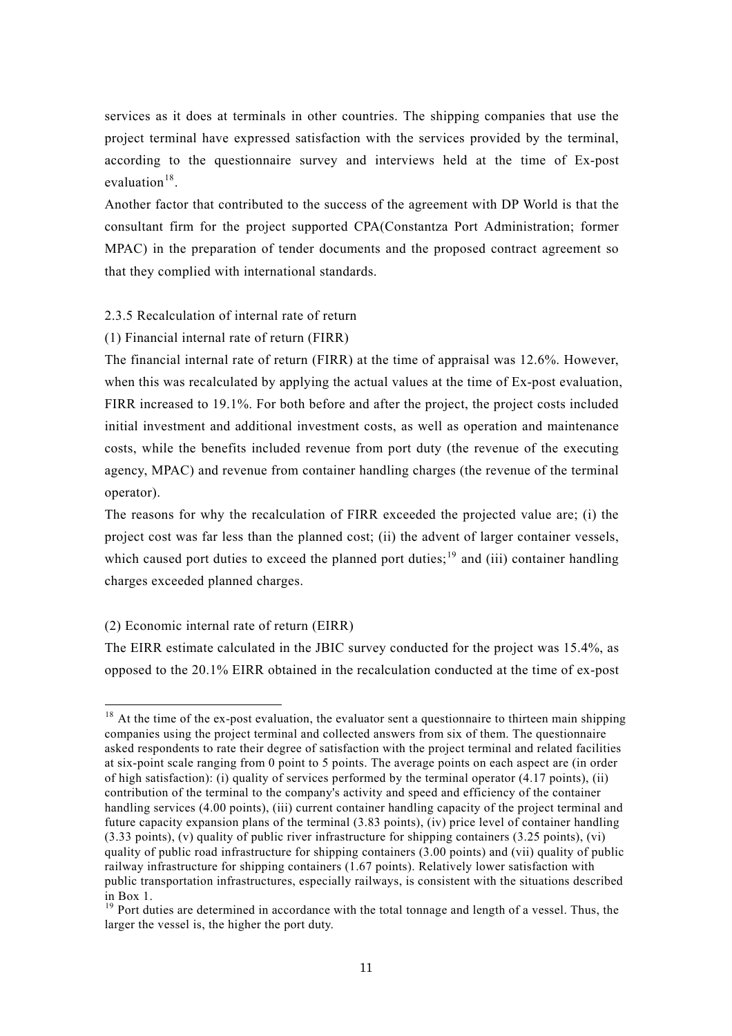services as it does at terminals in other countries. The shipping companies that use the project terminal have expressed satisfaction with the services provided by the terminal, according to the questionnaire survey and interviews held at the time of Ex-post evaluation[18].

Another factor that contributed to the success of the agreement with DP World is that the consultant firm for the project supported CPA(Constantza Port Administration; former MPAC) in the preparation of tender documents and the proposed contract agreement so that they complied with international standards.

### 2.3.5 Recalculation of internal rate of return

#### (1) Financial internal rate of return (FIRR)

The financial internal rate of return (FIRR) at the time of appraisal was 12.6%. However, when this was recalculated by applying the actual values at the time of Ex-post evaluation, FIRR increased to 19.1%. For both before and after the project, the project costs included initial investment and additional investment costs, as well as operation and maintenance costs, while the benefits included revenue from port duty (the revenue of the executing agency, MPAC) and revenue from container handling charges (the revenue of the terminal operator).

The reasons for why the recalculation of FIRR exceeded the projected value are; (i) the project cost was far less than the planned cost; (ii) the advent of larger container vessels, which caused port duties to exceed the planned port duties;[19] and (iii) container handling charges exceeded planned charges.

#### (2) Economic internal rate of return (EIRR)

The EIRR estimate calculated in the JBIC survey conducted for the project was 15.4%, as opposed to the 20.1% EIRR obtained in the recalculation conducted at the time of ex-post

---

[18] At the time of the ex-post evaluation, the evaluator sent a questionnaire to thirteen main shipping companies using the project terminal and collected answers from six of them. The questionnaire asked respondents to rate their degree of satisfaction with the project terminal and related facilities at six-point scale ranging from 0 point to 5 points. The average points on each aspect are (in order of high satisfaction): (i) quality of services performed by the terminal operator (4.17 points), (ii) contribution of the terminal to the company's activity and speed and efficiency of the container handling services (4.00 points), (iii) current container handling capacity of the project terminal and future capacity expansion plans of the terminal (3.83 points), (iv) price level of container handling (3.33 points), (v) quality of public river infrastructure for shipping containers (3.25 points), (vi) quality of public road infrastructure for shipping containers (3.00 points) and (vii) quality of public railway infrastructure for shipping containers (1.67 points). Relatively lower satisfaction with public transportation infrastructures, especially railways, is consistent with the situations described in Box 1.

[19] Port duties are determined in accordance with the total tonnage and length of a vessel. Thus, the larger the vessel is, the higher the port duty.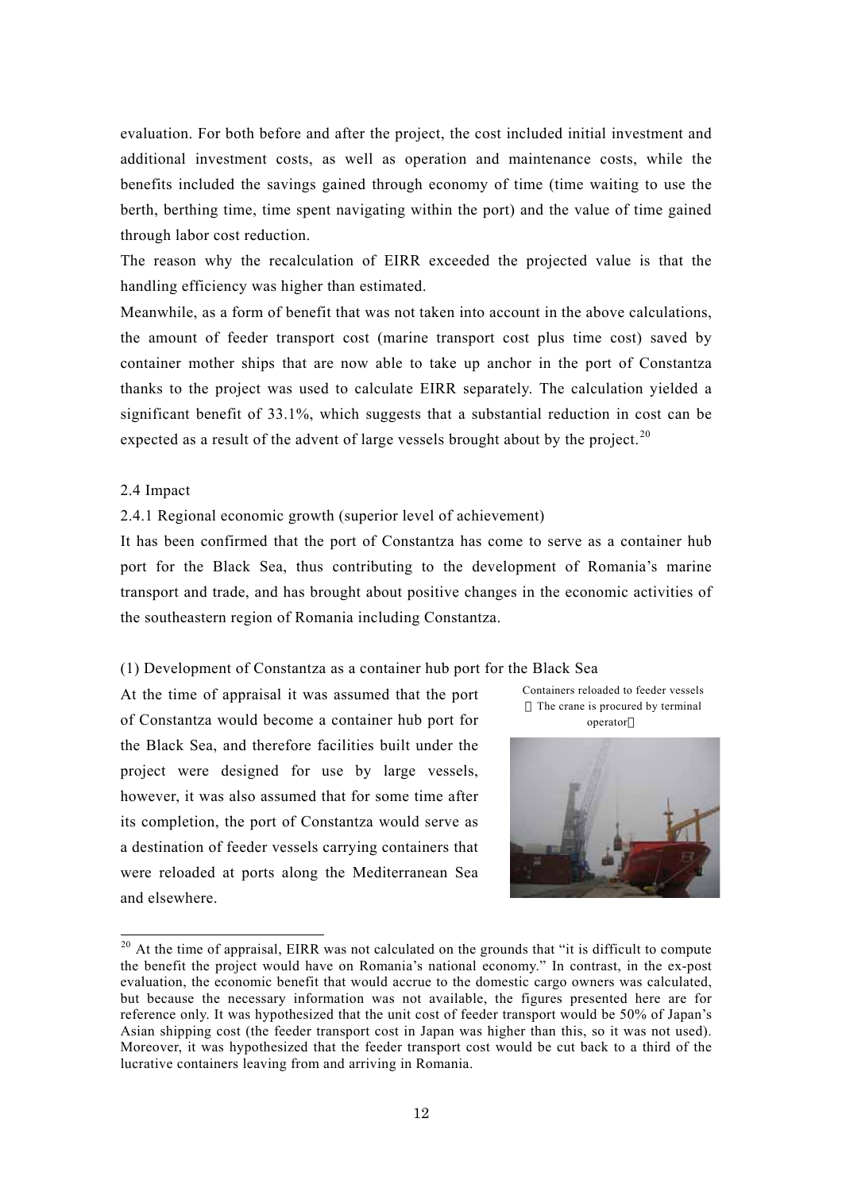evaluation. For both before and after the project, the cost included initial investment and additional investment costs, as well as operation and maintenance costs, while the benefits included the savings gained through economy of time (time waiting to use the berth, berthing time, time spent navigating within the port) and the value of time gained through labor cost reduction.

The reason why the recalculation of EIRR exceeded the projected value is that the handling efficiency was higher than estimated.

Meanwhile, as a form of benefit that was not taken into account in the above calculations, the amount of feeder transport cost (marine transport cost plus time cost) saved by container mother ships that are now able to take up anchor in the port of Constantza thanks to the project was used to calculate EIRR separately. The calculation yielded a significant benefit of 33.1%, which suggests that a substantial reduction in cost can be expected as a result of the advent of large vessels brought about by the project.[20]

### 2.4 Impact

#### 2.4.1 Regional economic growth (superior level of achievement)

It has been confirmed that the port of Constantza has come to serve as a container hub port for the Black Sea, thus contributing to the development of Romania's marine transport and trade, and has brought about positive changes in the economic activities of the southeastern region of Romania including Constantza.

(1) Development of Constantza as a container hub port for the Black Sea

At the time of appraisal it was assumed that the port of Constantza would become a container hub port for the Black Sea, and therefore facilities built under the project were designed for use by large vessels, however, it was also assumed that for some time after its completion, the port of Constantza would serve as a destination of feeder vessels carrying containers that were reloaded at ports along the Mediterranean Sea and elsewhere.

Containers reloaded to feeder vessels
（The crane is procured by terminal operator）

---

[20] At the time of appraisal, EIRR was not calculated on the grounds that "it is difficult to compute the benefit the project would have on Romania's national economy." In contrast, in the ex-post evaluation, the economic benefit that would accrue to the domestic cargo owners was calculated, but because the necessary information was not available, the figures presented here are for reference only. It was hypothesized that the unit cost of feeder transport would be 50% of Japan's Asian shipping cost (the feeder transport cost in Japan was higher than this, so it was not used). Moreover, it was hypothesized that the feeder transport cost would be cut back to a third of the lucrative containers leaving from and arriving in Romania.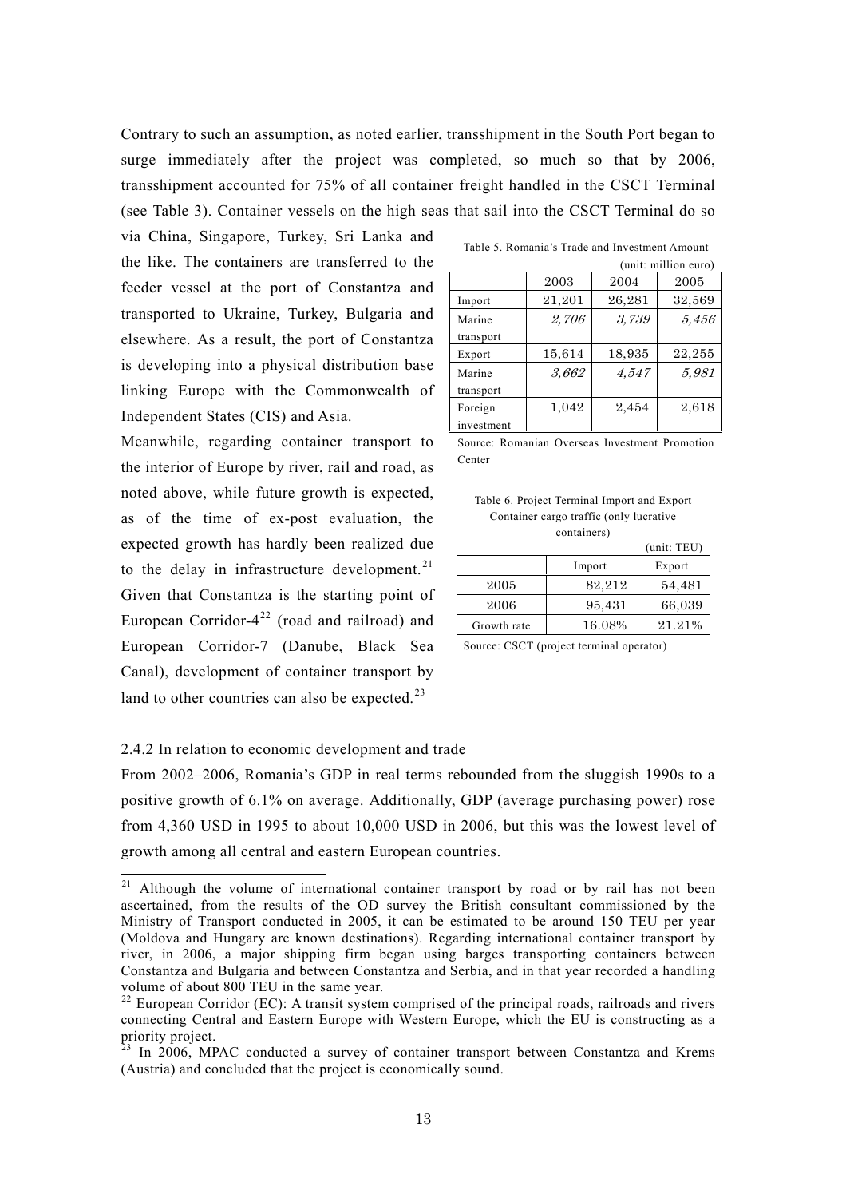Contrary to such an assumption, as noted earlier, transshipment in the South Port began to surge immediately after the project was completed, so much so that by 2006, transshipment accounted for 75% of all container freight handled in the CSCT Terminal (see Table 3). Container vessels on the high seas that sail into the CSCT Terminal do so via China, Singapore, Turkey, Sri Lanka and the like. The containers are transferred to the feeder vessel at the port of Constantza and transported to Ukraine, Turkey, Bulgaria and elsewhere. As a result, the port of Constantza is developing into a physical distribution base linking Europe with the Commonwealth of Independent States (CIS) and Asia.

Meanwhile, regarding container transport to the interior of Europe by river, rail and road, as noted above, while future growth is expected, as of the time of ex-post evaluation, the expected growth has hardly been realized due to the delay in infrastructure development.[21] Given that Constantza is the starting point of European Corridor-4[22] (road and railroad) and European Corridor-7 (Danube, Black Sea Canal), development of container transport by land to other countries can also be expected.[23]

Table 5. Romania's Trade and Investment Amount

(unit: million euro)

| | 2003 | 2004 | 2005 |
|---|---|---|---|
| Import | 21,201 | 26,281 | 32,569 |
| Marine transport | *2,706* | *3,739* | *5,456* |
| Export | 15,614 | 18,935 | 22,255 |
| Marine transport | *3,662* | *4,547* | *5,981* |
| Foreign investment | 1,042 | 2,454 | 2,618 |

Source: Romanian Overseas Investment Promotion Center

Table 6. Project Terminal Import and Export Container cargo traffic (only lucrative containers)

(unit: TEU)

| | Import | Export |
|---|---|---|
| 2005 | 82,212 | 54,481 |
| 2006 | 95,431 | 66,039 |
| Growth rate | 16.08% | 21.21% |

Source: CSCT (project terminal operator)

2.4.2 In relation to economic development and trade

From 2002–2006, Romania's GDP in real terms rebounded from the sluggish 1990s to a positive growth of 6.1% on average. Additionally, GDP (average purchasing power) rose from 4,360 USD in 1995 to about 10,000 USD in 2006, but this was the lowest level of growth among all central and eastern European countries.

---

[21] Although the volume of international container transport by road or by rail has not been ascertained, from the results of the OD survey the British consultant commissioned by the Ministry of Transport conducted in 2005, it can be estimated to be around 150 TEU per year (Moldova and Hungary are known destinations). Regarding international container transport by river, in 2006, a major shipping firm began using barges transporting containers between Constantza and Bulgaria and between Constantza and Serbia, and in that year recorded a handling volume of about 800 TEU in the same year.

[22] European Corridor (EC): A transit system comprised of the principal roads, railroads and rivers connecting Central and Eastern Europe with Western Europe, which the EU is constructing as a priority project.

[23] In 2006, MPAC conducted a survey of container transport between Constantza and Krems (Austria) and concluded that the project is economically sound.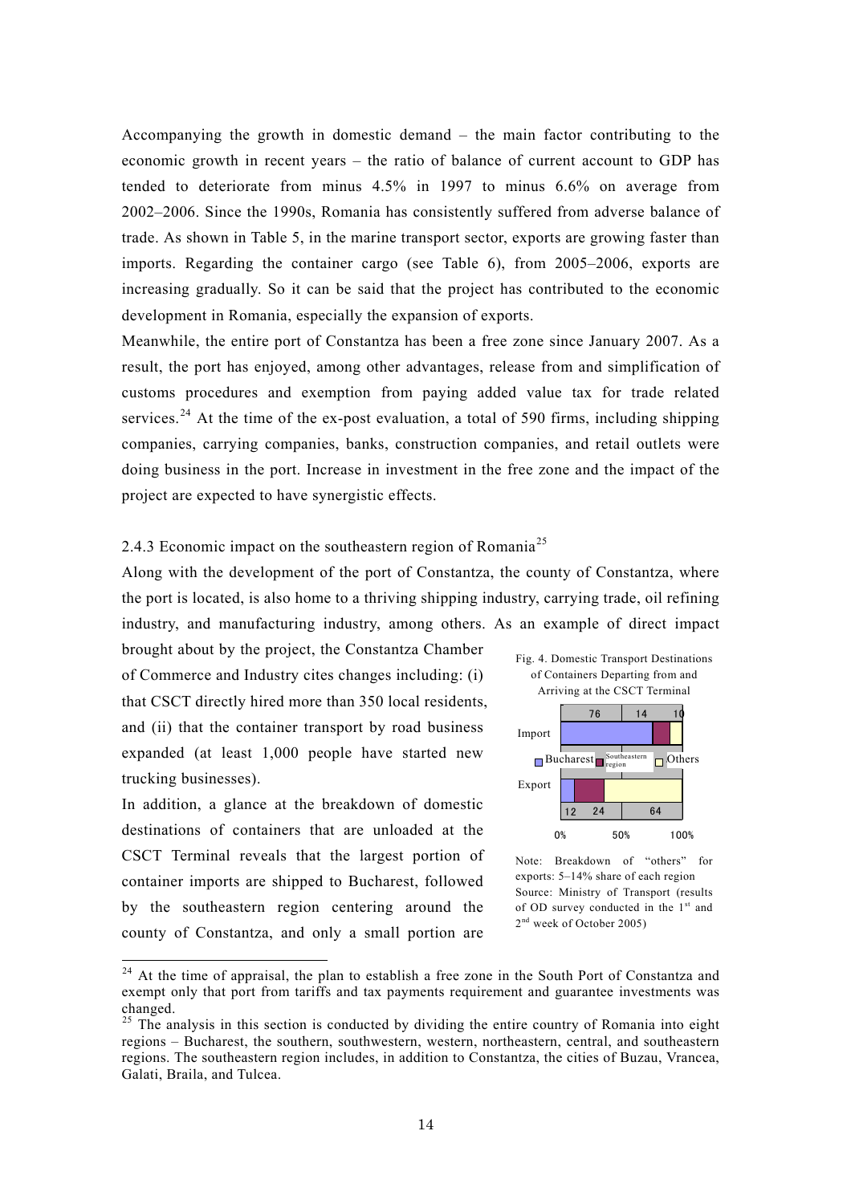Accompanying the growth in domestic demand – the main factor contributing to the economic growth in recent years – the ratio of balance of current account to GDP has tended to deteriorate from minus 4.5% in 1997 to minus 6.6% on average from 2002–2006. Since the 1990s, Romania has consistently suffered from adverse balance of trade. As shown in Table 5, in the marine transport sector, exports are growing faster than imports. Regarding the container cargo (see Table 6), from 2005–2006, exports are increasing gradually. So it can be said that the project has contributed to the economic development in Romania, especially the expansion of exports.

Meanwhile, the entire port of Constantza has been a free zone since January 2007. As a result, the port has enjoyed, among other advantages, release from and simplification of customs procedures and exemption from paying added value tax for trade related services.[24] At the time of the ex-post evaluation, a total of 590 firms, including shipping companies, carrying companies, banks, construction companies, and retail outlets were doing business in the port. Increase in investment in the free zone and the impact of the project are expected to have synergistic effects.

### 2.4.3 Economic impact on the southeastern region of Romania[25]

Along with the development of the port of Constantza, the county of Constantza, where the port is located, is also home to a thriving shipping industry, carrying trade, oil refining industry, and manufacturing industry, among others. As an example of direct impact brought about by the project, the Constantza Chamber of Commerce and Industry cites changes including: (i) that CSCT directly hired more than 350 local residents, and (ii) that the container transport by road business expanded (at least 1,000 people have started new trucking businesses).

In addition, a glance at the breakdown of domestic destinations of containers that are unloaded at the CSCT Terminal reveals that the largest portion of container imports are shipped to Bucharest, followed by the southeastern region centering around the county of Constantza, and only a small portion are

Fig. 4. Domestic Transport Destinations of Containers Departing from and Arriving at the CSCT Terminal

| | Bucharest | Southeastern region | Others |
|---|---|---|---|
| Import | 76 | 14 | 10 |
| Export | 12 | 24 | 64 |

Note: Breakdown of "others" for exports: 5–14% share of each region

Source: Ministry of Transport (results of OD survey conducted in the 1st and 2nd week of October 2005)

---

[24] At the time of appraisal, the plan to establish a free zone in the South Port of Constantza and exempt only that port from tariffs and tax payments requirement and guarantee investments was changed.

[25] The analysis in this section is conducted by dividing the entire country of Romania into eight regions – Bucharest, the southern, southwestern, western, northeastern, central, and southeastern regions. The southeastern region includes, in addition to Constantza, the cities of Buzau, Vrancea, Galati, Braila, and Tulcea.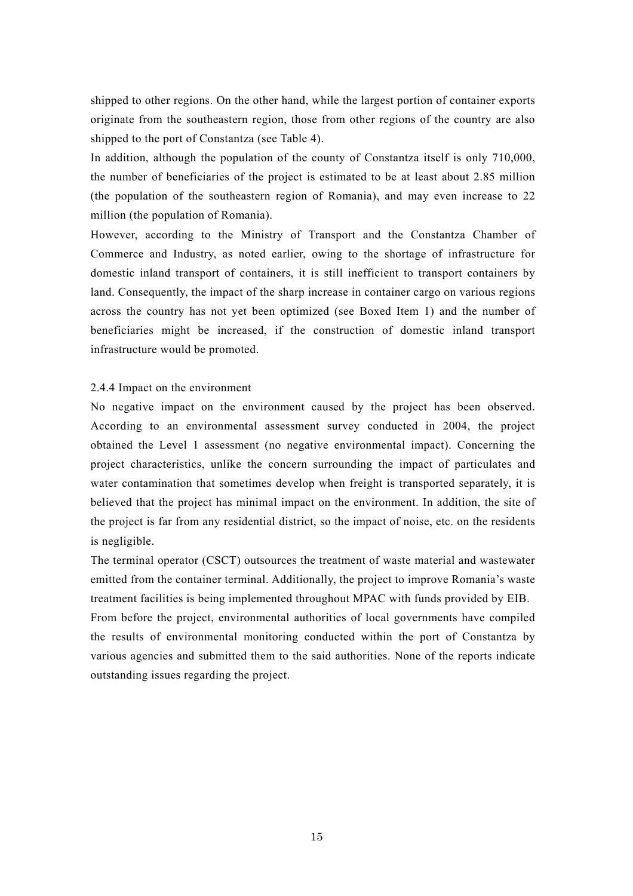shipped to other regions. On the other hand, while the largest portion of container exports originate from the southeastern region, those from other regions of the country are also shipped to the port of Constantza (see Table 4).

In addition, although the population of the county of Constantza itself is only 710,000, the number of beneficiaries of the project is estimated to be at least about 2.85 million (the population of the southeastern region of Romania), and may even increase to 22 million (the population of Romania).

However, according to the Ministry of Transport and the Constantza Chamber of Commerce and Industry, as noted earlier, owing to the shortage of infrastructure for domestic inland transport of containers, it is still inefficient to transport containers by land. Consequently, the impact of the sharp increase in container cargo on various regions across the country has not yet been optimized (see Boxed Item 1) and the number of beneficiaries might be increased, if the construction of domestic inland transport infrastructure would be promoted.

#### 2.4.4 Impact on the environment

No negative impact on the environment caused by the project has been observed. According to an environmental assessment survey conducted in 2004, the project obtained the Level 1 assessment (no negative environmental impact). Concerning the project characteristics, unlike the concern surrounding the impact of particulates and water contamination that sometimes develop when freight is transported separately, it is believed that the project has minimal impact on the environment. In addition, the site of the project is far from any residential district, so the impact of noise, etc. on the residents is negligible.

The terminal operator (CSCT) outsources the treatment of waste material and wastewater emitted from the container terminal. Additionally, the project to improve Romania's waste treatment facilities is being implemented throughout MPAC with funds provided by EIB.

From before the project, environmental authorities of local governments have compiled the results of environmental monitoring conducted within the port of Constantza by various agencies and submitted them to the said authorities. None of the reports indicate outstanding issues regarding the project.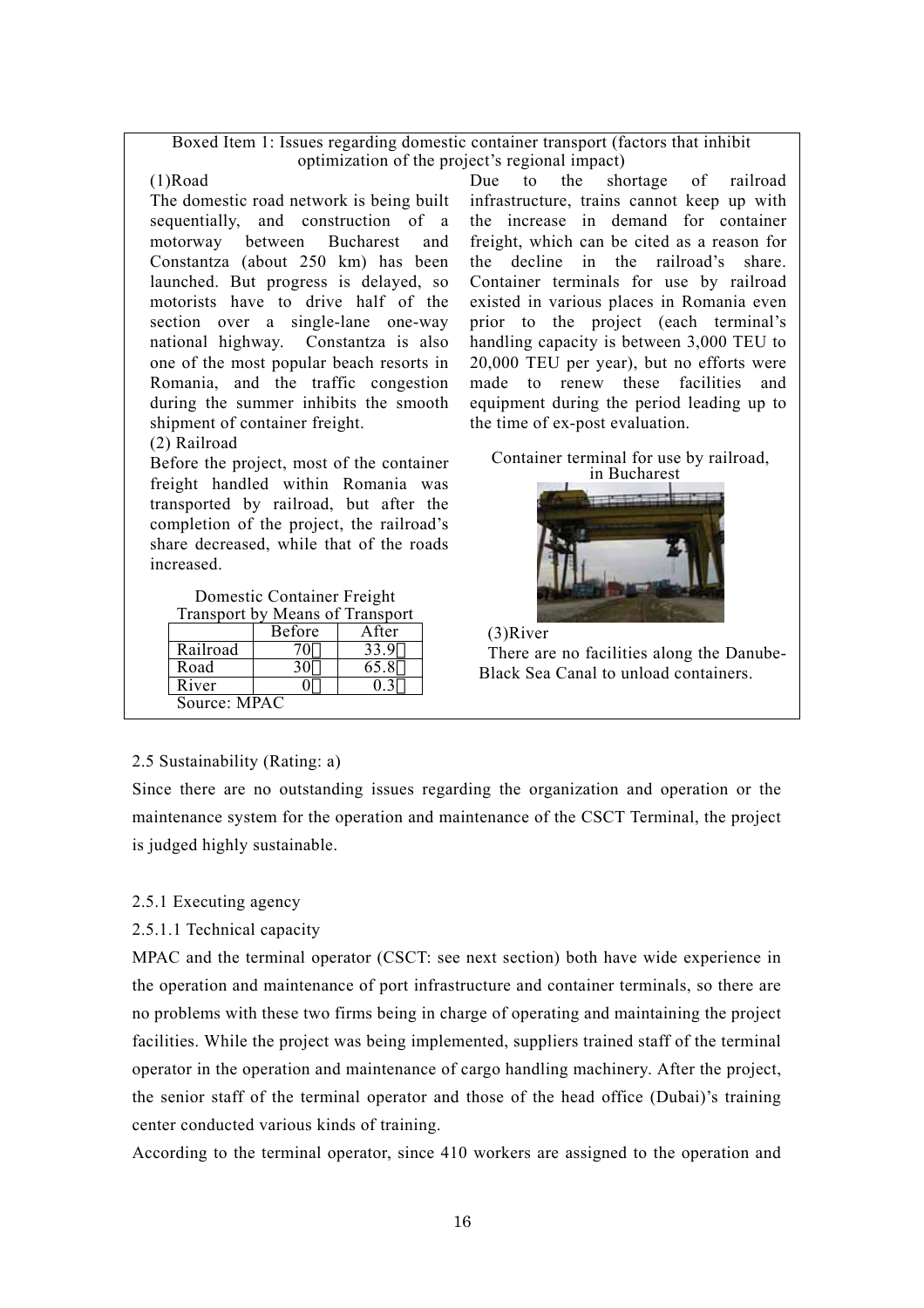Boxed Item 1: Issues regarding domestic container transport (factors that inhibit optimization of the project's regional impact)

(1)Road

The domestic road network is being built sequentially, and construction of a motorway between Bucharest and Constantza (about 250 km) has been launched. But progress is delayed, so motorists have to drive half of the section over a single-lane one-way national highway. Constantza is also one of the most popular beach resorts in Romania, and the traffic congestion during the summer inhibits the smooth shipment of container freight.

(2) Railroad

Before the project, most of the container freight handled within Romania was transported by railroad, but after the completion of the project, the railroad's share decreased, while that of the roads increased.

Domestic Container Freight Transport by Means of Transport

| | Before | After |
|---|---|---|
| Railroad | 70％ | 33.9％ |
| Road | 30％ | 65.8％ |
| River | 0％ | 0.3％ |

Source: MPAC

Due to the shortage of railroad infrastructure, trains cannot keep up with the increase in demand for container freight, which can be cited as a reason for the decline in the railroad's share. Container terminals for use by railroad existed in various places in Romania even prior to the project (each terminal's handling capacity is between 3,000 TEU to 20,000 TEU per year), but no efforts were made to renew these facilities and equipment during the period leading up to the time of ex-post evaluation.

Container terminal for use by railroad, in Bucharest

(3)River

There are no facilities along the Danube-Black Sea Canal to unload containers.

2.5 Sustainability (Rating: a)

Since there are no outstanding issues regarding the organization and operation or the maintenance system for the operation and maintenance of the CSCT Terminal, the project is judged highly sustainable.

2.5.1 Executing agency

2.5.1.1 Technical capacity

MPAC and the terminal operator (CSCT: see next section) both have wide experience in the operation and maintenance of port infrastructure and container terminals, so there are no problems with these two firms being in charge of operating and maintaining the project facilities. While the project was being implemented, suppliers trained staff of the terminal operator in the operation and maintenance of cargo handling machinery. After the project, the senior staff of the terminal operator and those of the head office (Dubai)'s training center conducted various kinds of training.

According to the terminal operator, since 410 workers are assigned to the operation and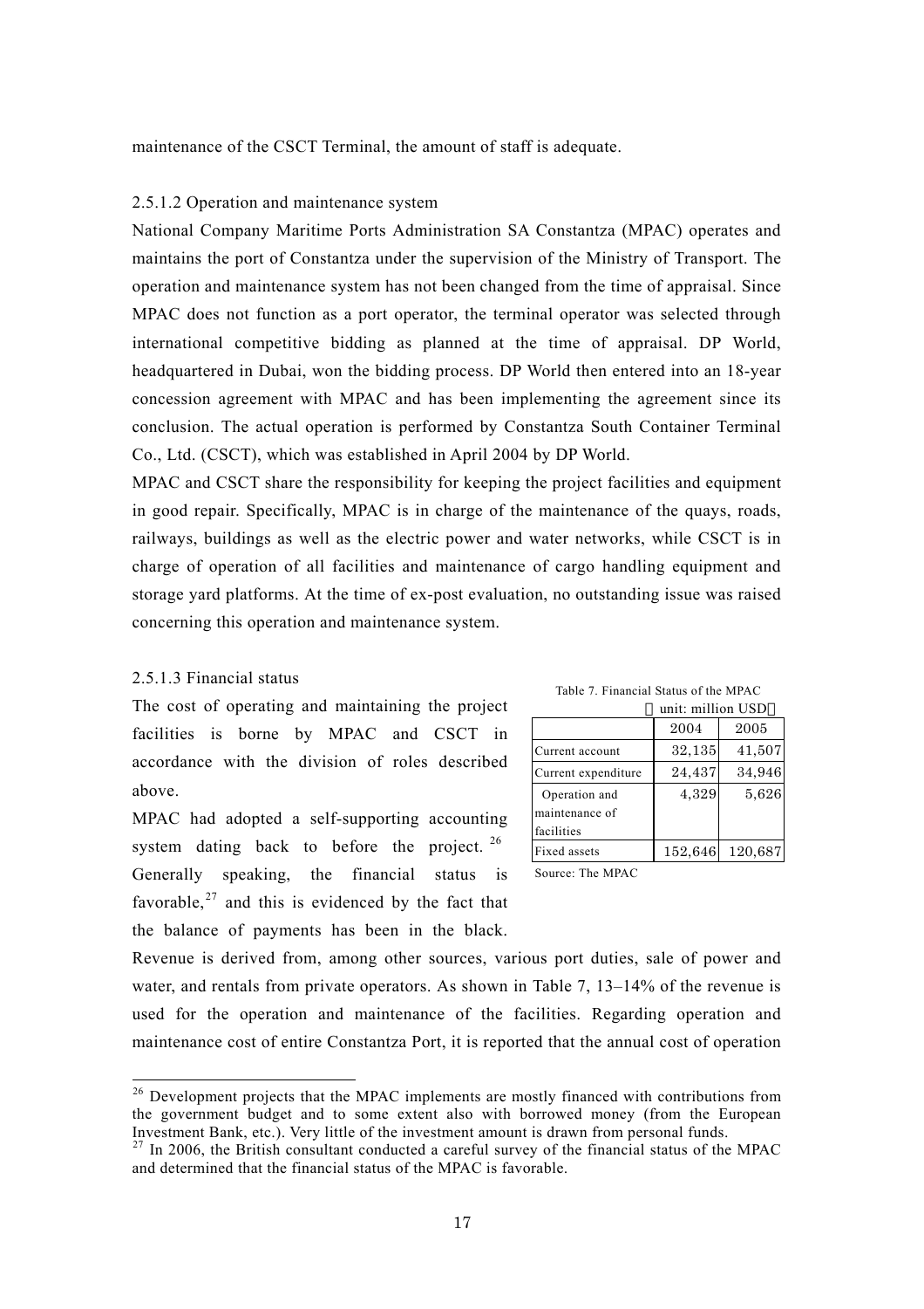maintenance of the CSCT Terminal, the amount of staff is adequate.

#### 2.5.1.2 Operation and maintenance system

National Company Maritime Ports Administration SA Constantza (MPAC) operates and maintains the port of Constantza under the supervision of the Ministry of Transport. The operation and maintenance system has not been changed from the time of appraisal. Since MPAC does not function as a port operator, the terminal operator was selected through international competitive bidding as planned at the time of appraisal. DP World, headquartered in Dubai, won the bidding process. DP World then entered into an 18-year concession agreement with MPAC and has been implementing the agreement since its conclusion. The actual operation is performed by Constantza South Container Terminal Co., Ltd. (CSCT), which was established in April 2004 by DP World.

MPAC and CSCT share the responsibility for keeping the project facilities and equipment in good repair. Specifically, MPAC is in charge of the maintenance of the quays, roads, railways, buildings as well as the electric power and water networks, while CSCT is in charge of operation of all facilities and maintenance of cargo handling equipment and storage yard platforms. At the time of ex-post evaluation, no outstanding issue was raised concerning this operation and maintenance system.

#### 2.5.1.3 Financial status

The cost of operating and maintaining the project facilities is borne by MPAC and CSCT in accordance with the division of roles described above.

MPAC had adopted a self-supporting accounting system dating back to before the project.[26] Generally speaking, the financial status is favorable,[27] and this is evidenced by the fact that the balance of payments has been in the black.

Table 7. Financial Status of the MPAC

（unit: million USD）

| | 2004 | 2005 |
|---|---|---|
| Current account | 32,135 | 41,507 |
| Current expenditure | 24,437 | 34,946 |
| Operation and maintenance of facilities | 4,329 | 5,626 |
| Fixed assets | 152,646 | 120,687 |

Source: The MPAC

Revenue is derived from, among other sources, various port duties, sale of power and water, and rentals from private operators. As shown in Table 7, 13–14% of the revenue is used for the operation and maintenance of the facilities. Regarding operation and maintenance cost of entire Constantza Port, it is reported that the annual cost of operation

---

[26] Development projects that the MPAC implements are mostly financed with contributions from the government budget and to some extent also with borrowed money (from the European Investment Bank, etc.). Very little of the investment amount is drawn from personal funds.

[27] In 2006, the British consultant conducted a careful survey of the financial status of the MPAC and determined that the financial status of the MPAC is favorable.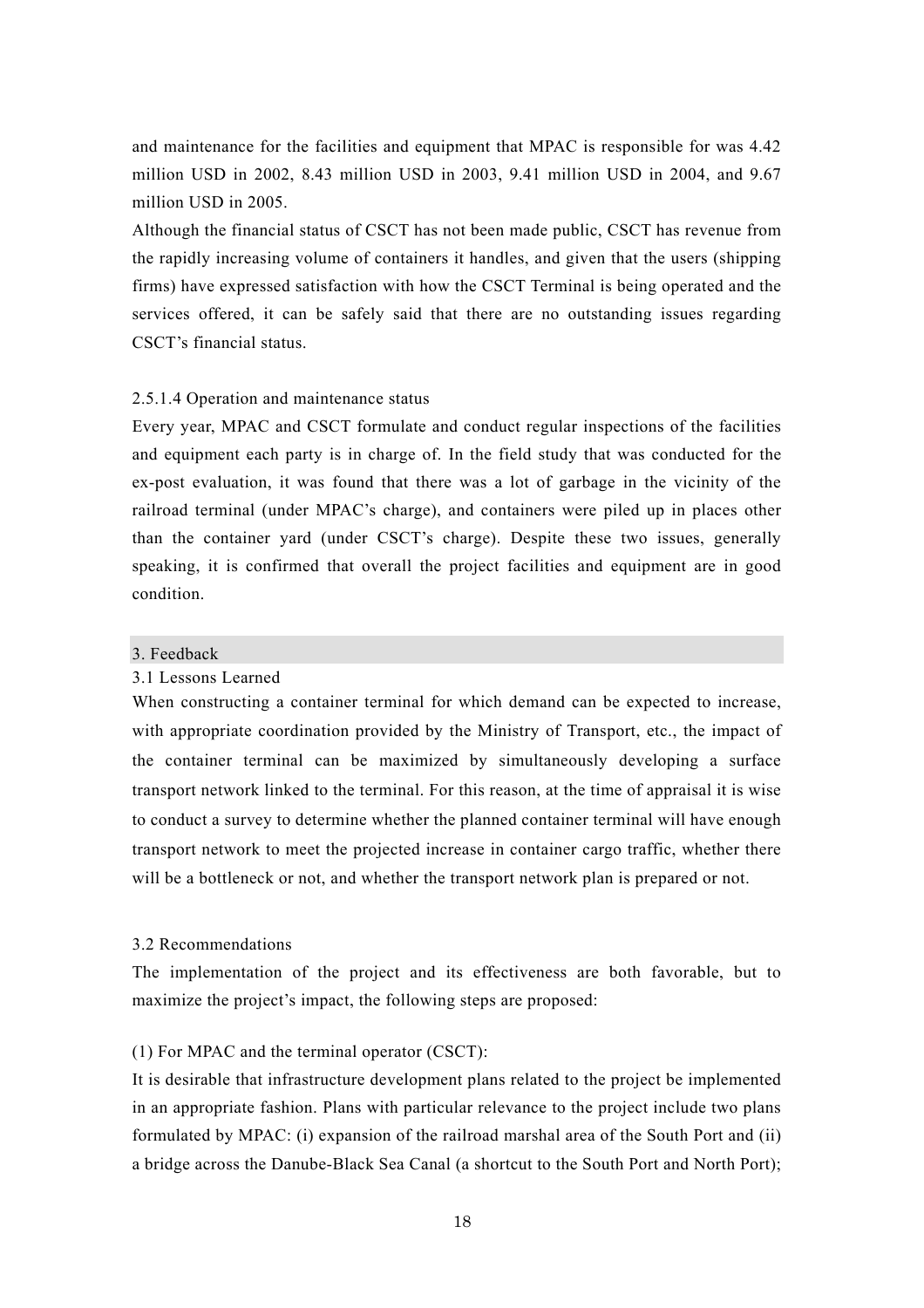and maintenance for the facilities and equipment that MPAC is responsible for was 4.42 million USD in 2002, 8.43 million USD in 2003, 9.41 million USD in 2004, and 9.67 million USD in 2005.

Although the financial status of CSCT has not been made public, CSCT has revenue from the rapidly increasing volume of containers it handles, and given that the users (shipping firms) have expressed satisfaction with how the CSCT Terminal is being operated and the services offered, it can be safely said that there are no outstanding issues regarding CSCT's financial status.

#### 2.5.1.4 Operation and maintenance status

Every year, MPAC and CSCT formulate and conduct regular inspections of the facilities and equipment each party is in charge of. In the field study that was conducted for the ex-post evaluation, it was found that there was a lot of garbage in the vicinity of the railroad terminal (under MPAC's charge), and containers were piled up in places other than the container yard (under CSCT's charge). Despite these two issues, generally speaking, it is confirmed that overall the project facilities and equipment are in good condition.

## 3. Feedback

### 3.1 Lessons Learned

When constructing a container terminal for which demand can be expected to increase, with appropriate coordination provided by the Ministry of Transport, etc., the impact of the container terminal can be maximized by simultaneously developing a surface transport network linked to the terminal. For this reason, at the time of appraisal it is wise to conduct a survey to determine whether the planned container terminal will have enough transport network to meet the projected increase in container cargo traffic, whether there will be a bottleneck or not, and whether the transport network plan is prepared or not.

### 3.2 Recommendations

The implementation of the project and its effectiveness are both favorable, but to maximize the project's impact, the following steps are proposed:

(1) For MPAC and the terminal operator (CSCT):

It is desirable that infrastructure development plans related to the project be implemented in an appropriate fashion. Plans with particular relevance to the project include two plans formulated by MPAC: (i) expansion of the railroad marshal area of the South Port and (ii) a bridge across the Danube-Black Sea Canal (a shortcut to the South Port and North Port);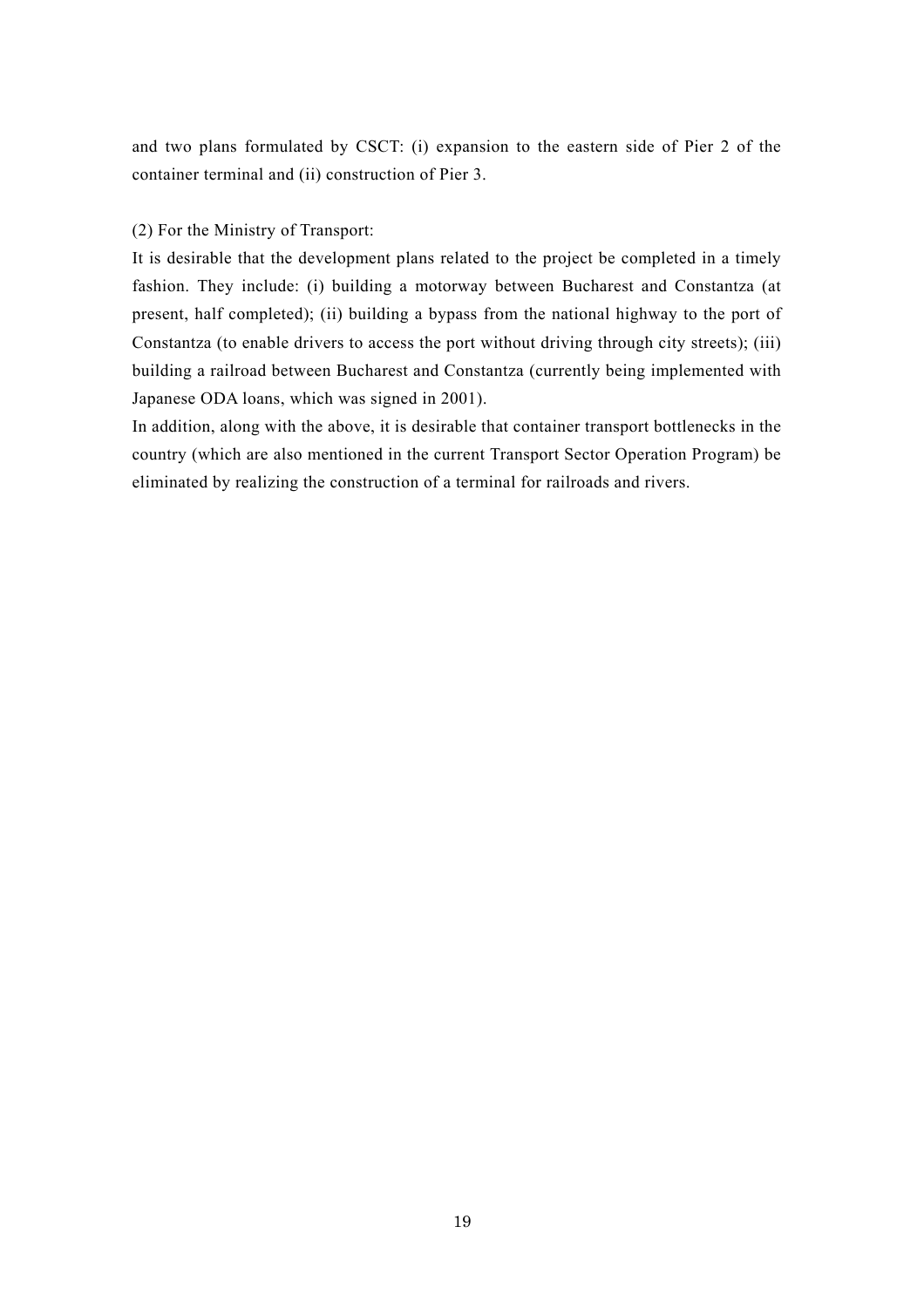and two plans formulated by CSCT: (i) expansion to the eastern side of Pier 2 of the container terminal and (ii) construction of Pier 3.

(2) For the Ministry of Transport:

It is desirable that the development plans related to the project be completed in a timely fashion. They include: (i) building a motorway between Bucharest and Constantza (at present, half completed); (ii) building a bypass from the national highway to the port of Constantza (to enable drivers to access the port without driving through city streets); (iii) building a railroad between Bucharest and Constantza (currently being implemented with Japanese ODA loans, which was signed in 2001).

In addition, along with the above, it is desirable that container transport bottlenecks in the country (which are also mentioned in the current Transport Sector Operation Program) be eliminated by realizing the construction of a terminal for railroads and rivers.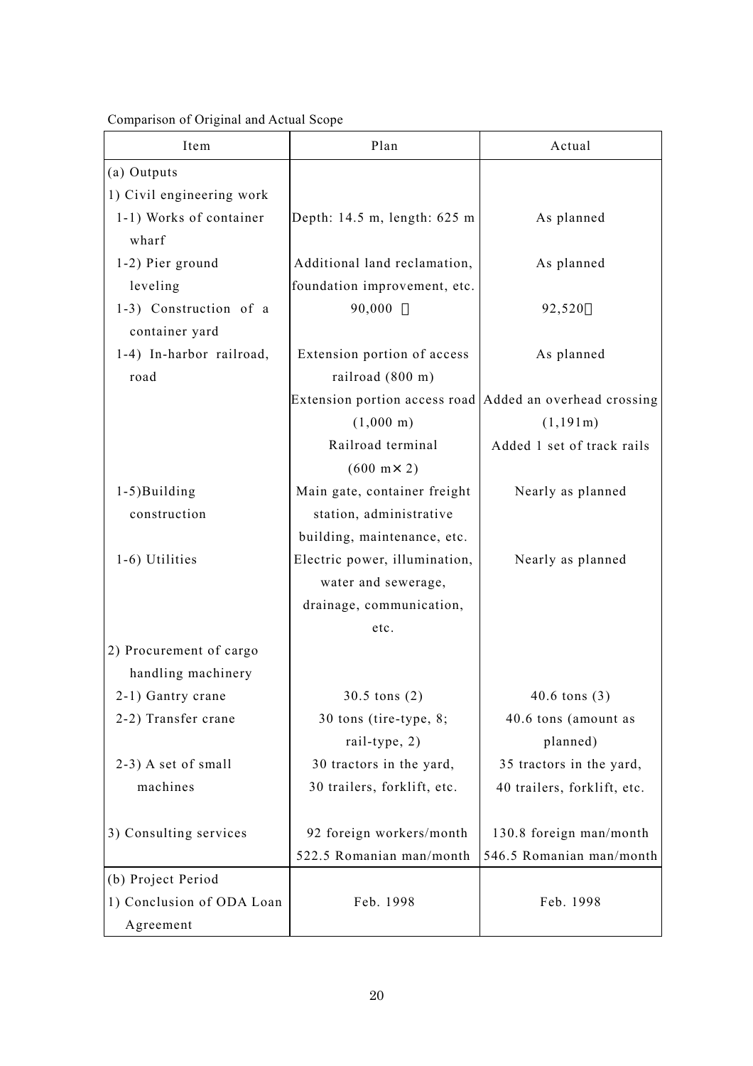Comparison of Original and Actual Scope

| Item | Plan | Actual |
|---|---|---|
| (a) Outputs | | |
| 1) Civil engineering work | | |
| 1-1) Works of container wharf | Depth: 14.5 m, length: 625 m | As planned |
| 1-2) Pier ground leveling | Additional land reclamation, foundation improvement, etc. | As planned |
| 1-3) Construction of a container yard | 90,000 ㎡ | 92,520㎡ |
| 1-4) In-harbor railroad, road | Extension portion of access railroad (800 m) | As planned |
| | Extension portion access road (1,000 m) | Added an overhead crossing (1,191m) |
| | Railroad terminal (600 m× 2) | Added 1 set of track rails |
| 1-5)Building construction | Main gate, container freight station, administrative building, maintenance, etc. | Nearly as planned |
| 1-6) Utilities | Electric power, illumination, water and sewerage, drainage, communication, etc. | Nearly as planned |
| 2) Procurement of cargo handling machinery | | |
| 2-1) Gantry crane | 30.5 tons (2) | 40.6 tons (3) |
| 2-2) Transfer crane | 30 tons (tire-type, 8; rail-type, 2) | 40.6 tons (amount as planned) |
| 2-3) A set of small machines | 30 tractors in the yard, 30 trailers, forklift, etc. | 35 tractors in the yard, 40 trailers, forklift, etc. |
| 3) Consulting services | 92 foreign workers/month<br>522.5 Romanian man/month | 130.8 foreign man/month<br>546.5 Romanian man/month |
| (b) Project Period | | |
| 1) Conclusion of ODA Loan Agreement | Feb. 1998 | Feb. 1998 |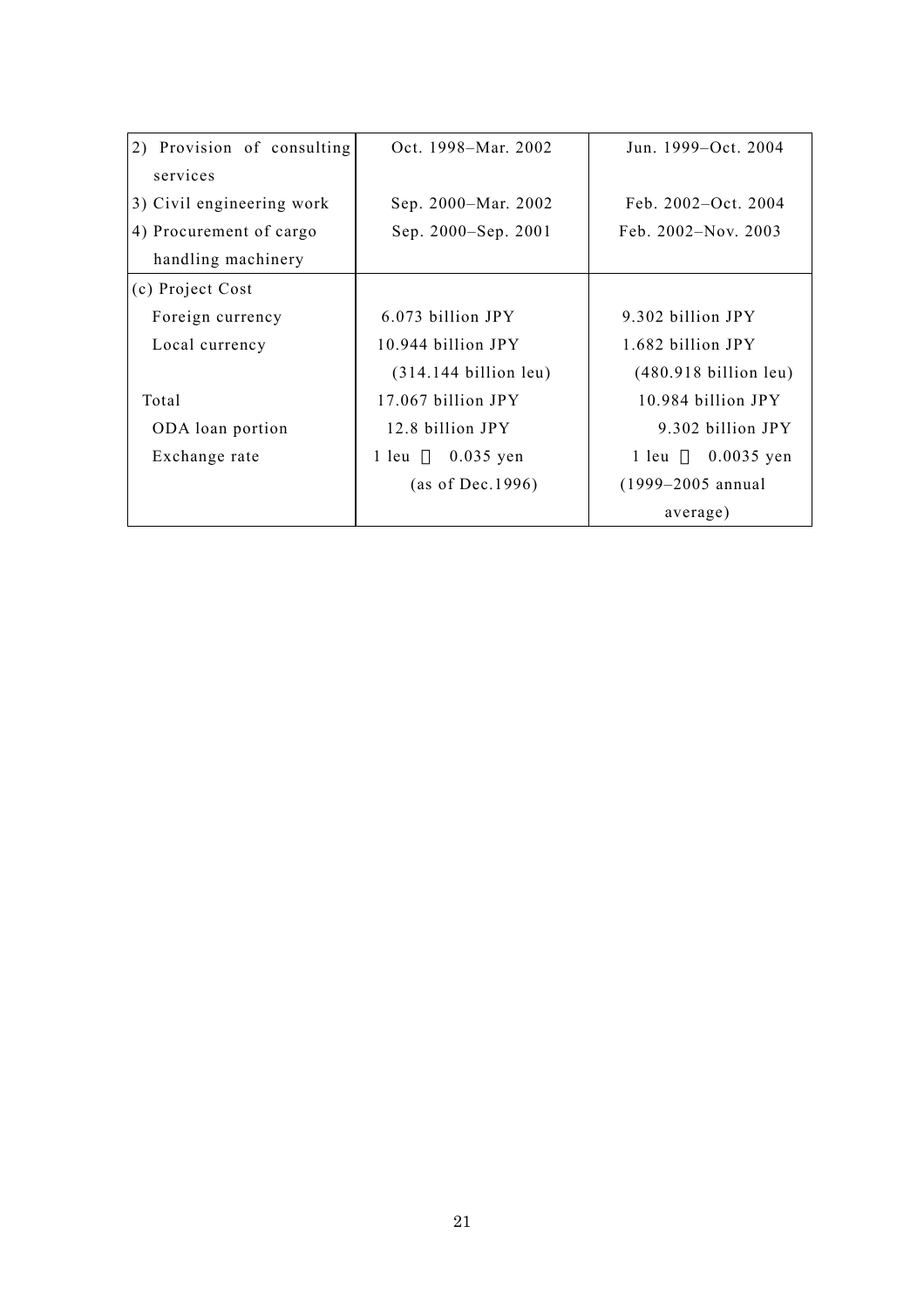| | | |
|---|---|---|
| 2) Provision of consulting services | Oct. 1998–Mar. 2002 | Jun. 1999–Oct. 2004 |
| 3) Civil engineering work | Sep. 2000–Mar. 2002 | Feb. 2002–Oct. 2004 |
| 4) Procurement of cargo handling machinery | Sep. 2000–Sep. 2001 | Feb. 2002–Nov. 2003 |
| (c) Project Cost | | |
| Foreign currency | 6.073 billion JPY | 9.302 billion JPY |
| Local currency | 10.944 billion JPY (314.144 billion leu) | 1.682 billion JPY (480.918 billion leu) |
| Total | 17.067 billion JPY | 10.984 billion JPY |
| ODA loan portion | 12.8 billion JPY | 9.302 billion JPY |
| Exchange rate | 1 leu ＝ 0.035 yen (as of Dec.1996) | 1 leu ＝ 0.0035 yen (1999–2005 annual average) |